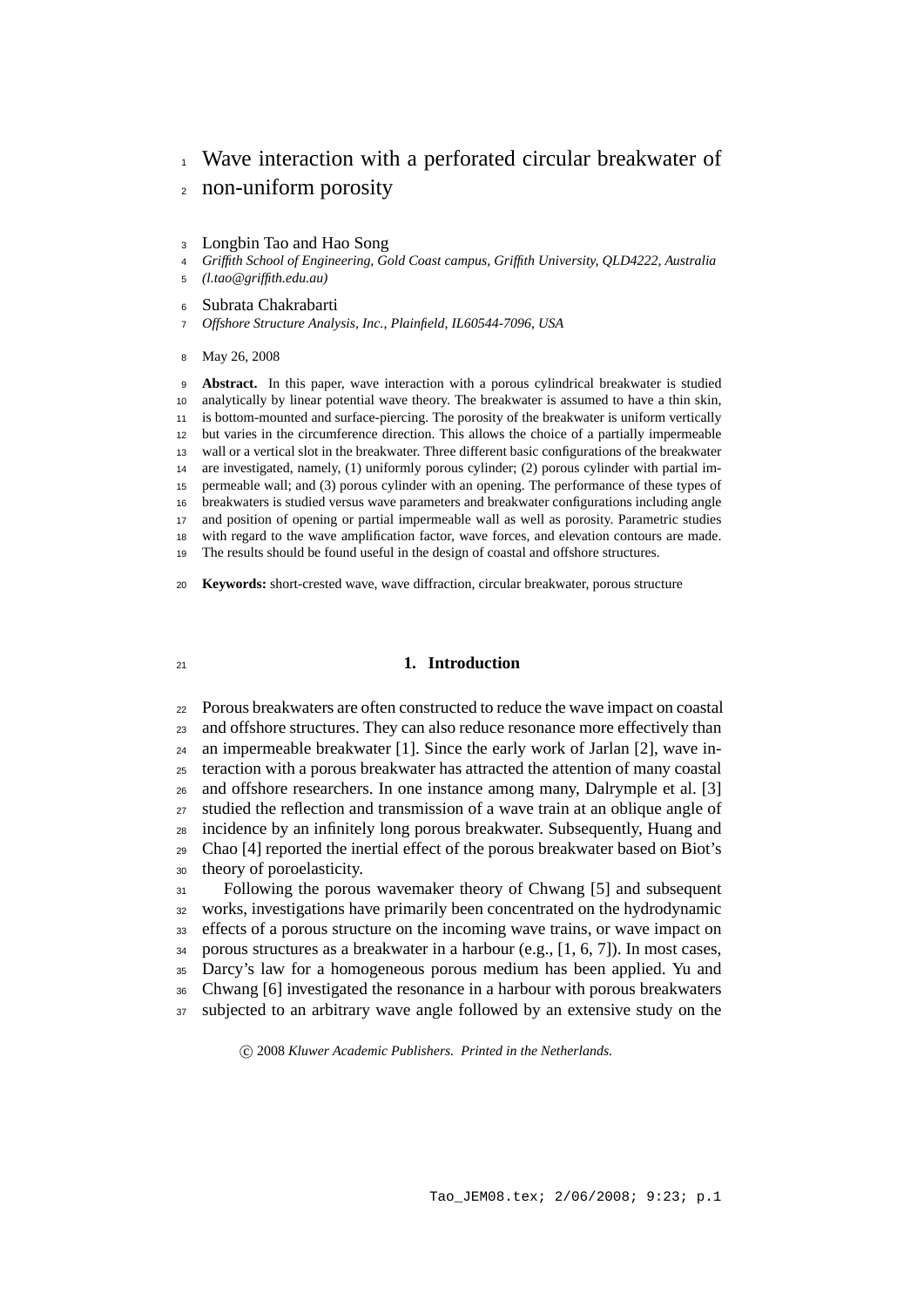# Wave interaction with a perforated circular breakwater of non-uniform porosity

Longbin Tao and Hao Song

*Griffith School of Engineering, Gold Coast campus, Griffith University, QLD4222, Australia (l.tao@griffith.edu.au)*

Subrata Chakrabarti

*Offshore Structure Analysis, Inc., Plainfield, IL60544-7096, USA*

May 26, 2008

**Abstract.** In this paper, wave interaction with a porous cylindrical breakwater is studied analytically by linear potential wave theory. The breakwater is assumed to have a thin skin, is bottom-mounted and surface-piercing. The porosity of the breakwater is uniform vertically but varies in the circumference direction. This allows the choice of a partially impermeable wall or a vertical slot in the breakwater. Three different basic configurations of the breakwater are investigated, namely, (1) uniformly porous cylinder; (2) porous cylinder with partial impermeable wall; and (3) porous cylinder with an opening. The performance of these types of breakwaters is studied versus wave parameters and breakwater configurations including angle and position of opening or partial impermeable wall as well as porosity. Parametric studies with regard to the wave amplification factor, wave forces, and elevation contours are made. The results should be found useful in the design of coastal and offshore structures.

**Keywords:** short-crested wave, wave diffraction, circular breakwater, porous structure

## 1. Introduction

Porous breakwaters are often constructed to reduce the wave impact on coastal and offshore structures. They can also reduce resonance more effectively than an impermeable breakwater [1]. Since the early work of Jarlan [2], wave interaction with a porous breakwater has attracted the attention of many coastal and offshore researchers. In one instance among many, Dalrymple et al. [3] studied the reflection and transmission of a wave train at an oblique angle of incidence by an infinitely long porous breakwater. Subsequently, Huang and Chao [4] reported the inertial effect of the porous breakwater based on Biot's theory of poroelasticity.

Following the porous wavemaker theory of Chwang [5] and subsequent works, investigations have primarily been concentrated on the hydrodynamic effects of a porous structure on the incoming wave trains, or wave impact on porous structures as a breakwater in a harbour (e.g., [1, 6, 7]). In most cases, Darcy's law for a homogeneous porous medium has been applied. Yu and Chwang [6] investigated the resonance in a harbour with porous breakwaters subjected to an arbitrary wave angle followed by an extensive study on the

© 2008 *Kluwer Academic Publishers. Printed in the Netherlands.*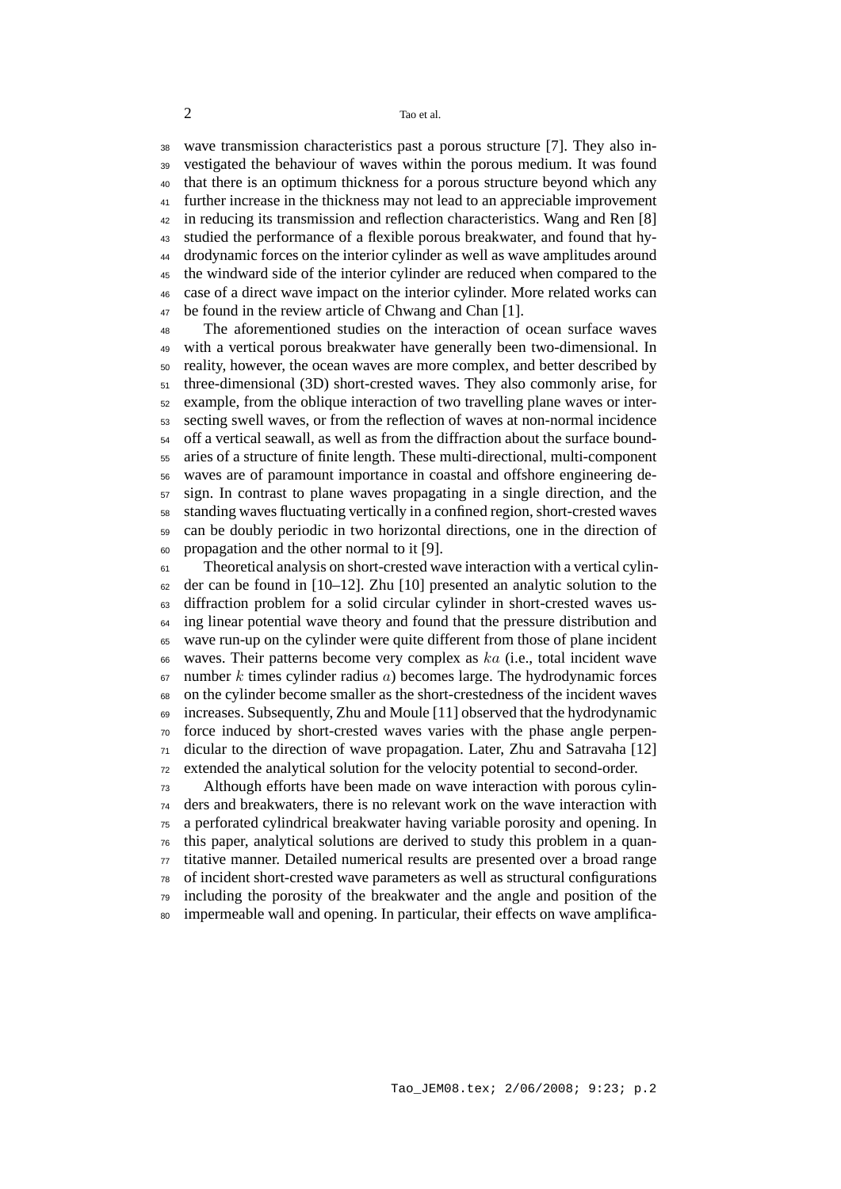wave transmission characteristics past a porous structure [7]. They also investigated the behaviour of waves within the porous medium. It was found that there is an optimum thickness for a porous structure beyond which any further increase in the thickness may not lead to an appreciable improvement in reducing its transmission and reflection characteristics. Wang and Ren [8] studied the performance of a flexible porous breakwater, and found that hydrodynamic forces on the interior cylinder as well as wave amplitudes around the windward side of the interior cylinder are reduced when compared to the case of a direct wave impact on the interior cylinder. More related works can be found in the review article of Chwang and Chan [1].

The aforementioned studies on the interaction of ocean surface waves with a vertical porous breakwater have generally been two-dimensional. In reality, however, the ocean waves are more complex, and better described by three-dimensional (3D) short-crested waves. They also commonly arise, for example, from the oblique interaction of two travelling plane waves or intersecting swell waves, or from the reflection of waves at non-normal incidence off a vertical seawall, as well as from the diffraction about the surface boundaries of a structure of finite length. These multi-directional, multi-component waves are of paramount importance in coastal and offshore engineering design. In contrast to plane waves propagating in a single direction, and the standing waves fluctuating vertically in a confined region, short-crested waves can be doubly periodic in two horizontal directions, one in the direction of propagation and the other normal to it [9].

Theoretical analysis on short-crested wave interaction with a vertical cylinder can be found in [10–12]. Zhu [10] presented an analytic solution to the diffraction problem for a solid circular cylinder in short-crested waves using linear potential wave theory and found that the pressure distribution and wave run-up on the cylinder were quite different from those of plane incident waves. Their patterns become very complex as $ka$ (i.e., total incident wave number $k$ times cylinder radius $a$) becomes large. The hydrodynamic forces on the cylinder become smaller as the short-crestedness of the incident waves increases. Subsequently, Zhu and Moule [11] observed that the hydrodynamic force induced by short-crested waves varies with the phase angle perpendicular to the direction of wave propagation. Later, Zhu and Satravaha [12] extended the analytical solution for the velocity potential to second-order.

Although efforts have been made on wave interaction with porous cylinders and breakwaters, there is no relevant work on the wave interaction with a perforated cylindrical breakwater having variable porosity and opening. In this paper, analytical solutions are derived to study this problem in a quantitative manner. Detailed numerical results are presented over a broad range of incident short-crested wave parameters as well as structural configurations including the porosity of the breakwater and the angle and position of the impermeable wall and opening. In particular, their effects on wave amplifica-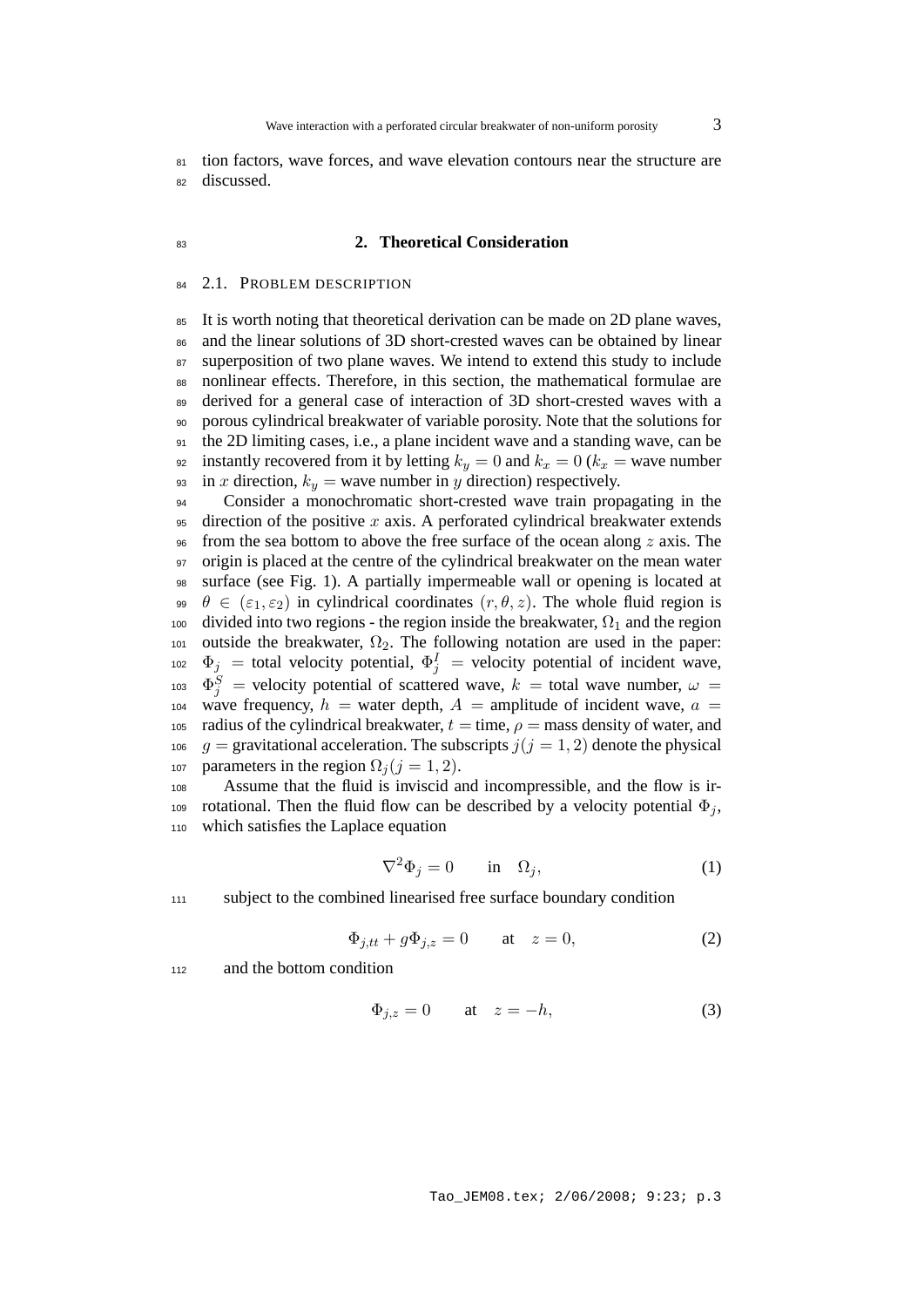tion factors, wave forces, and wave elevation contours near the structure are discussed.

## 2. Theoretical Consideration

### 2.1. Problem description

It is worth noting that theoretical derivation can be made on 2D plane waves, and the linear solutions of 3D short-crested waves can be obtained by linear superposition of two plane waves. We intend to extend this study to include nonlinear effects. Therefore, in this section, the mathematical formulae are derived for a general case of interaction of 3D short-crested waves with a porous cylindrical breakwater of variable porosity. Note that the solutions for the 2D limiting cases, i.e., a plane incident wave and a standing wave, can be instantly recovered from it by letting $k_y = 0$ and $k_x = 0$ ($k_x$ = wave number in $x$ direction, $k_y$ = wave number in $y$ direction) respectively.

Consider a monochromatic short-crested wave train propagating in the direction of the positive $x$ axis. A perforated cylindrical breakwater extends from the sea bottom to above the free surface of the ocean along $z$ axis. The origin is placed at the centre of the cylindrical breakwater on the mean water surface (see Fig. 1). A partially impermeable wall or opening is located at $\theta \in (\varepsilon_1, \varepsilon_2)$ in cylindrical coordinates $(r, \theta, z)$. The whole fluid region is divided into two regions - the region inside the breakwater, $\Omega_1$ and the region outside the breakwater, $\Omega_2$. The following notation are used in the paper: $\Phi_j$ = total velocity potential, $\Phi_j^I$ = velocity potential of incident wave, $\Phi_j^S$ = velocity potential of scattered wave, $k$ = total wave number, $\omega$ = wave frequency, $h$ = water depth, $A$ = amplitude of incident wave, $a$ = radius of the cylindrical breakwater, $t$ = time, $\rho$ = mass density of water, and $g$ = gravitational acceleration. The subscripts $j (j = 1, 2)$ denote the physical parameters in the region $\Omega_j (j = 1, 2)$.

Assume that the fluid is inviscid and incompressible, and the flow is irrotational. Then the fluid flow can be described by a velocity potential $\Phi_j$, which satisfies the Laplace equation

$$\nabla^2 \Phi_j = 0 \qquad \text{in} \quad \Omega_j, \tag{1}$$

subject to the combined linearised free surface boundary condition

$$\Phi_{j,tt} + g\Phi_{j,z} = 0 \qquad \text{at} \quad z = 0, \tag{2}$$

and the bottom condition

$$\Phi_{j,z} = 0 \qquad \text{at} \quad z = -h, \tag{3}$$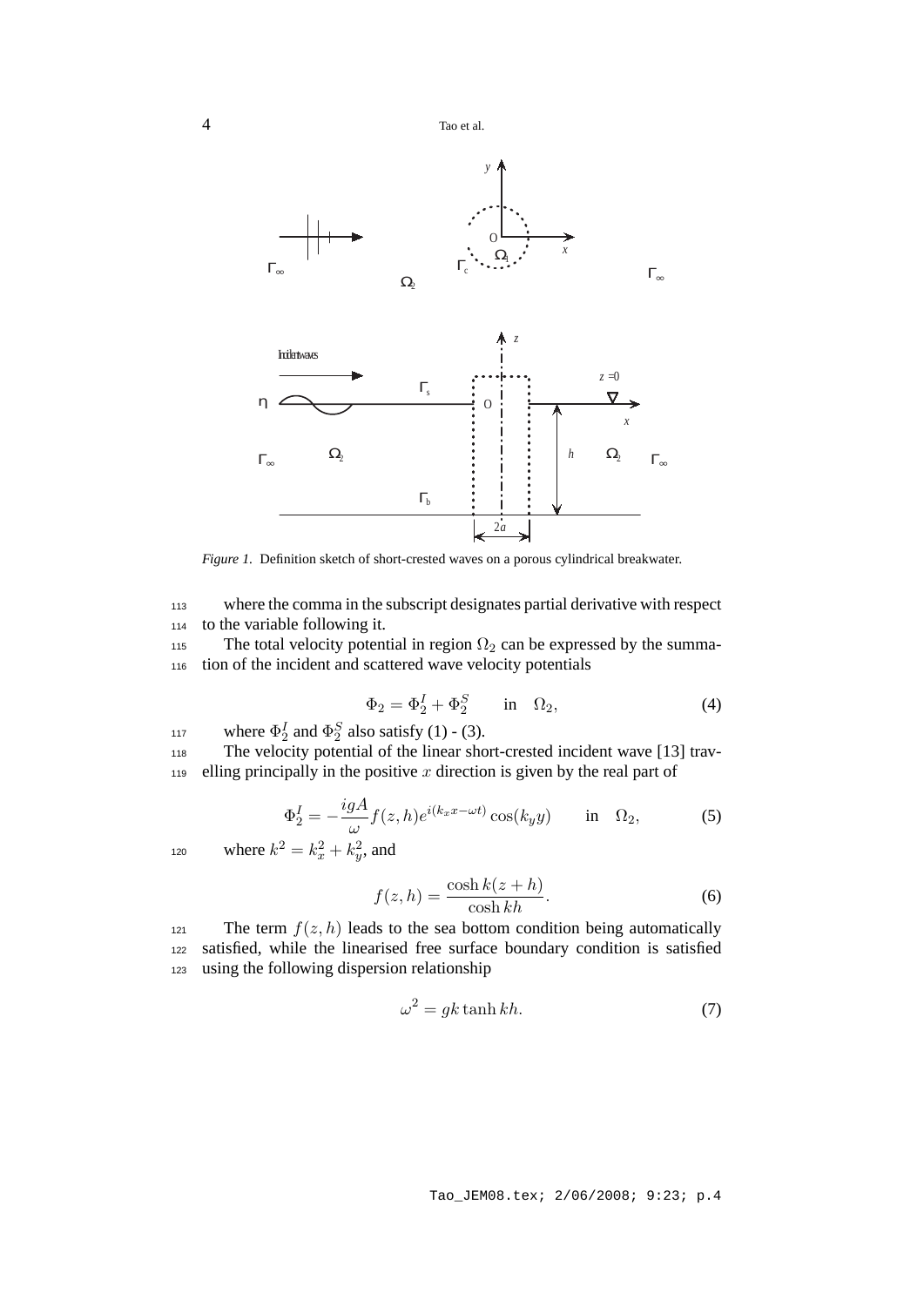*Figure 1.* Definition sketch of short-crested waves on a porous cylindrical breakwater.

where the comma in the subscript designates partial derivative with respect to the variable following it.

The total velocity potential in region $\Omega_2$ can be expressed by the summation of the incident and scattered wave velocity potentials

$$\Phi_2 = \Phi_2^I + \Phi_2^S \qquad \text{in} \quad \Omega_2, \tag{4}$$

where $\Phi_2^I$ and $\Phi_2^S$ also satisfy (1) - (3).

The velocity potential of the linear short-crested incident wave [13] travelling principally in the positive $x$ direction is given by the real part of

$$\Phi_2^I = -\frac{igA}{\omega} f(z,h) e^{i(k_x x - \omega t)} \cos(k_y y) \qquad \text{in} \quad \Omega_2, \tag{5}$$

where $k^2 = k_x^2 + k_y^2$, and

$$f(z,h) = \frac{\cosh k(z+h)}{\cosh kh}. \tag{6}$$

The term $f(z,h)$ leads to the sea bottom condition being automatically satisfied, while the linearised free surface boundary condition is satisfied using the following dispersion relationship

$$\omega^2 = gk \tanh kh. \tag{7}$$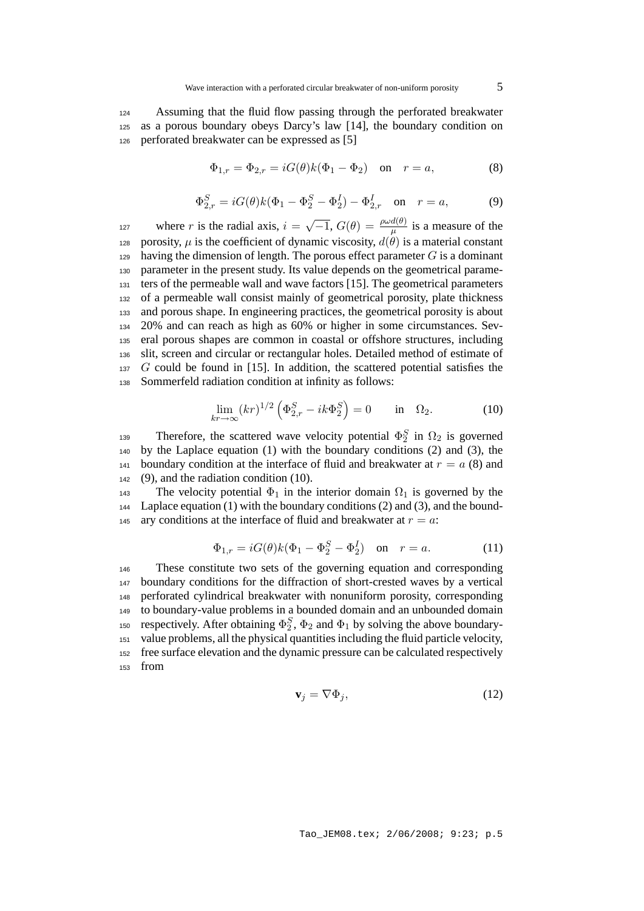Assuming that the fluid flow passing through the perforated breakwater as a porous boundary obeys Darcy's law [14], the boundary condition on perforated breakwater can be expressed as [5]

$$\Phi_{1,r} = \Phi_{2,r} = iG(\theta)k(\Phi_1 - \Phi_2) \quad \text{on} \quad r = a, \tag{8}$$

$$\Phi^S_{2,r} = iG(\theta)k(\Phi_1 - \Phi^S_2 - \Phi^I_2) - \Phi^I_{2,r} \quad \text{on} \quad r = a, \tag{9}$$

where $r$ is the radial axis, $i = \sqrt{-1}$, $G(\theta) = \frac{\rho\omega d(\theta)}{\mu}$ is a measure of the porosity, $\mu$ is the coefficient of dynamic viscosity, $d(\theta)$ is a material constant having the dimension of length. The porous effect parameter $G$ is a dominant parameter in the present study. Its value depends on the geometrical parameters of the permeable wall and wave factors [15]. The geometrical parameters of a permeable wall consist mainly of geometrical porosity, plate thickness and porous shape. In engineering practices, the geometrical porosity is about 20% and can reach as high as 60% or higher in some circumstances. Several porous shapes are common in coastal or offshore structures, including slit, screen and circular or rectangular holes. Detailed method of estimate of $G$ could be found in [15]. In addition, the scattered potential satisfies the Sommerfeld radiation condition at infinity as follows:

$$\lim_{kr \to \infty} (kr)^{1/2} \left( \Phi^S_{2,r} - ik\Phi^S_2 \right) = 0 \qquad \text{in} \quad \Omega_2. \tag{10}$$

Therefore, the scattered wave velocity potential $\Phi^S_2$ in $\Omega_2$ is governed by the Laplace equation (1) with the boundary conditions (2) and (3), the boundary condition at the interface of fluid and breakwater at $r = a$ (8) and (9), and the radiation condition (10).

The velocity potential $\Phi_1$ in the interior domain $\Omega_1$ is governed by the Laplace equation (1) with the boundary conditions (2) and (3), and the boundary conditions at the interface of fluid and breakwater at $r = a$:

$$\Phi_{1,r} = iG(\theta)k(\Phi_1 - \Phi^S_2 - \Phi^I_2) \quad \text{on} \quad r = a. \tag{11}$$

These constitute two sets of the governing equation and corresponding boundary conditions for the diffraction of short-crested waves by a vertical perforated cylindrical breakwater with nonuniform porosity, corresponding to boundary-value problems in a bounded domain and an unbounded domain respectively. After obtaining $\Phi^S_2$, $\Phi_2$ and $\Phi_1$ by solving the above boundary-value problems, all the physical quantities including the fluid particle velocity, free surface elevation and the dynamic pressure can be calculated respectively from

$$\mathbf{v}_j = \nabla \Phi_j, \tag{12}$$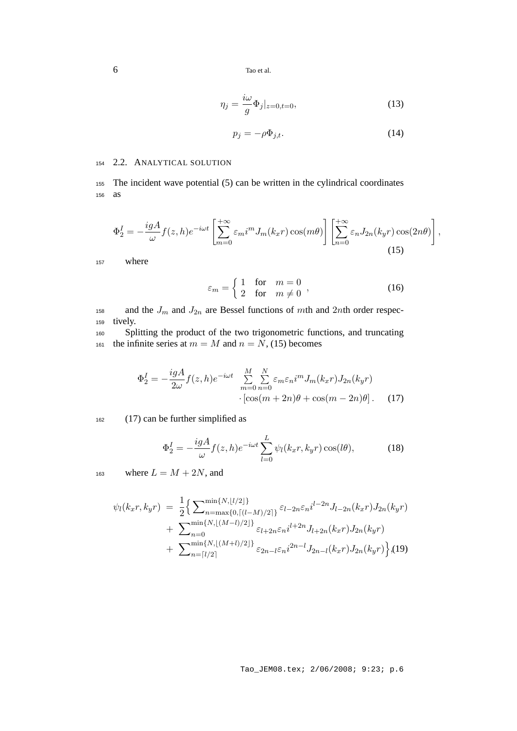$$\eta_j = \frac{i\omega}{g}\Phi_j|_{z=0,t=0}, \tag{13}$$

$$p_j = -\rho\Phi_{j,t}. \tag{14}$$

## 2.2. Analytical solution

The incident wave potential (5) can be written in the cylindrical coordinates as

$$\Phi_2^I = -\frac{igA}{\omega}f(z,h)e^{-i\omega t}\left[\sum_{m=0}^{+\infty}\varepsilon_m i^m J_m(k_x r)\cos(m\theta)\right]\left[\sum_{n=0}^{+\infty}\varepsilon_n J_{2n}(k_y r)\cos(2n\theta)\right], \tag{15}$$

where

$$\varepsilon_m = \begin{cases} 1 & \text{for} \quad m = 0 \\ 2 & \text{for} \quad m \neq 0 \end{cases}, \tag{16}$$

and the $J_m$ and $J_{2n}$ are Bessel functions of $m$th and $2n$th order respectively.

Splitting the product of the two trigonometric functions, and truncating the infinite series at $m = M$ and $n = N$, (15) becomes

$$\Phi_2^I = -\frac{igA}{2\omega}f(z,h)e^{-i\omega t} \sum_{m=0}^{M}\sum_{n=0}^{N}\varepsilon_m\varepsilon_n i^m J_m(k_x r)J_{2n}(k_y r) \cdot\left[\cos(m+2n)\theta + \cos(m-2n)\theta\right]. \tag{17}$$

(17) can be further simplified as

$$\Phi_2^I = -\frac{igA}{\omega}f(z,h)e^{-i\omega t}\sum_{l=0}^{L}\psi_l(k_x r, k_y r)\cos(l\theta), \tag{18}$$

where $L = M + 2N$, and

$$\begin{aligned}\psi_l(k_x r, k_y r) = \frac{1}{2}\Big\{ & \sum\nolimits_{n=\max\{0,\lceil (l-M)/2\rceil\}}^{\min\{N,\lfloor l/2\rfloor\}}\varepsilon_{l-2n}\varepsilon_n i^{l-2n}J_{l-2n}(k_x r)J_{2n}(k_y r) \\ & + \sum\nolimits_{n=0}^{\min\{N,\lfloor (M-l)/2\rfloor\}}\varepsilon_{l+2n}\varepsilon_n i^{l+2n}J_{l+2n}(k_x r)J_{2n}(k_y r) \\ & + \sum\nolimits_{n=\lceil l/2\rceil}^{\min\{N,\lfloor (M+l)/2\rfloor\}}\varepsilon_{2n-l}\varepsilon_n i^{2n-l}J_{2n-l}(k_x r)J_{2n}(k_y r)\Big\},\end{aligned} \tag{19}$$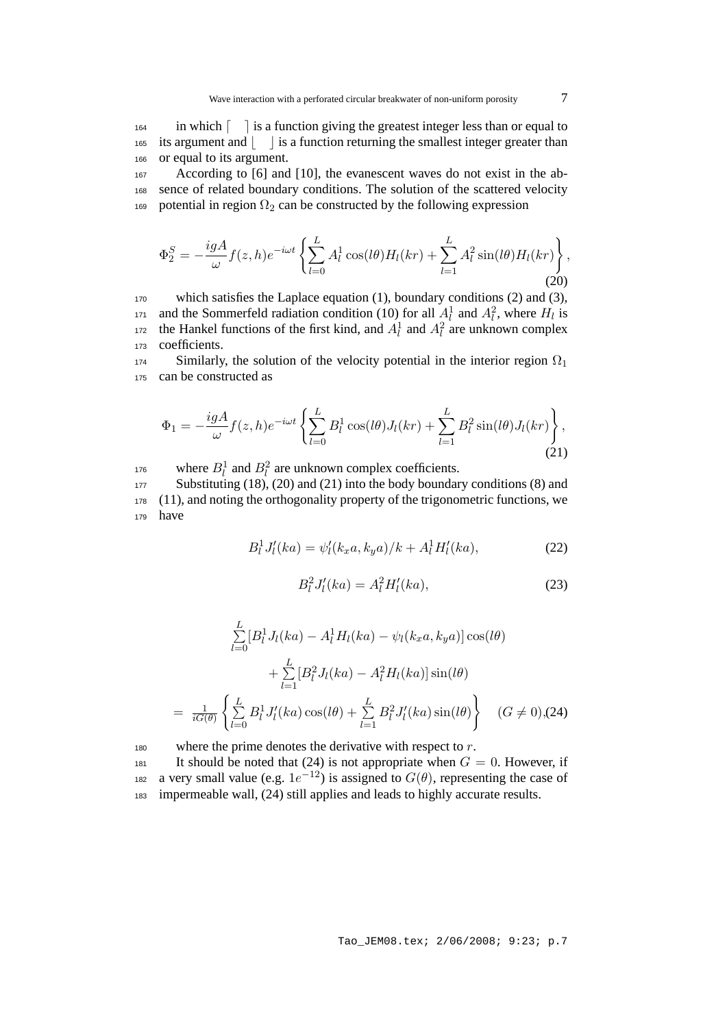in which $\lceil \quad \rceil$ is a function giving the greatest integer less than or equal to its argument and $\lfloor \quad \rfloor$ is a function returning the smallest integer greater than or equal to its argument.

According to [6] and [10], the evanescent waves do not exist in the absence of related boundary conditions. The solution of the scattered velocity potential in region $\Omega_2$ can be constructed by the following expression

$$\Phi_2^S = -\frac{igA}{\omega} f(z,h) e^{-i\omega t} \left\{ \sum_{l=0}^{L} A_l^1 \cos(l\theta) H_l(kr) + \sum_{l=1}^{L} A_l^2 \sin(l\theta) H_l(kr) \right\}, \tag{20}$$

which satisfies the Laplace equation (1), boundary conditions (2) and (3), and the Sommerfeld radiation condition (10) for all $A_l^1$ and $A_l^2$, where $H_l$ is the Hankel functions of the first kind, and $A_l^1$ and $A_l^2$ are unknown complex coefficients.

Similarly, the solution of the velocity potential in the interior region $\Omega_1$ can be constructed as

$$\Phi_1 = -\frac{igA}{\omega} f(z,h) e^{-i\omega t} \left\{ \sum_{l=0}^{L} B_l^1 \cos(l\theta) J_l(kr) + \sum_{l=1}^{L} B_l^2 \sin(l\theta) J_l(kr) \right\}, \tag{21}$$

where $B_l^1$ and $B_l^2$ are unknown complex coefficients.

Substituting (18), (20) and (21) into the body boundary conditions (8) and (11), and noting the orthogonality property of the trigonometric functions, we have

$$B_l^1 J_l'(ka) = \psi_l'(k_x a, k_y a)/k + A_l^1 H_l'(ka), \tag{22}$$

$$B_l^2 J_l'(ka) = A_l^2 H_l'(ka), \tag{23}$$

$$\begin{aligned} &\sum_{l=0}^{L} [B_l^1 J_l(ka) - A_l^1 H_l(ka) - \psi_l(k_x a, k_y a)] \cos(l\theta) \\ &\quad + \sum_{l=1}^{L} [B_l^2 J_l(ka) - A_l^2 H_l(ka)] \sin(l\theta) \\ &= \frac{1}{iG(\theta)} \left\{ \sum_{l=0}^{L} B_l^1 J_l'(ka) \cos(l\theta) + \sum_{l=1}^{L} B_l^2 J_l'(ka) \sin(l\theta) \right\} \quad (G \neq 0), \end{aligned} \tag{24}$$

where the prime denotes the derivative with respect to $r$.

It should be noted that (24) is not appropriate when $G = 0$. However, if a very small value (e.g. $1e^{-12}$) is assigned to $G(\theta)$, representing the case of impermeable wall, (24) still applies and leads to highly accurate results.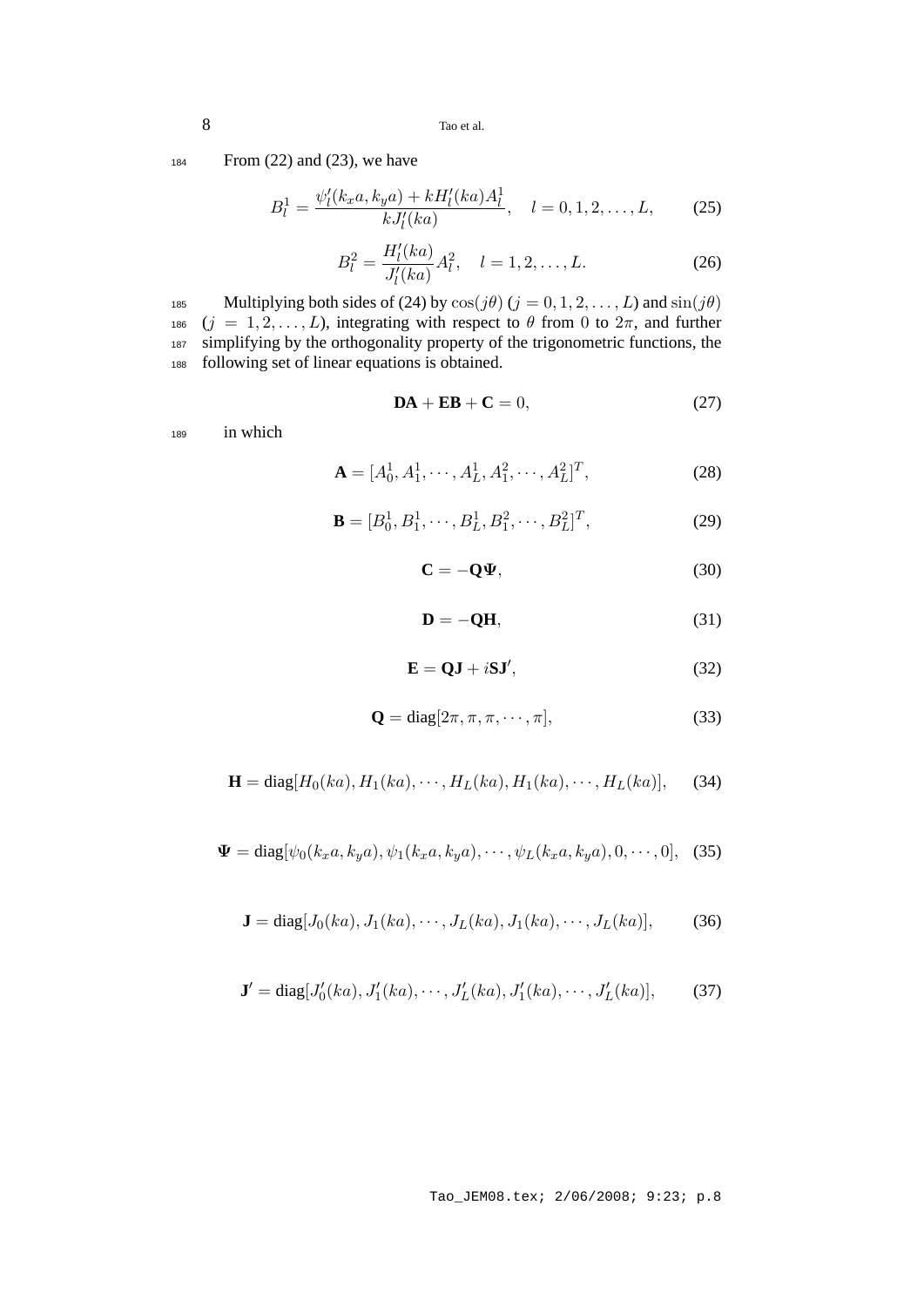From (22) and (23), we have

$$B_l^1 = \frac{\psi_l'(k_x a, k_y a) + kH_l'(ka)A_l^1}{kJ_l'(ka)}, \quad l = 0, 1, 2, \ldots, L, \tag{25}$$

$$B_l^2 = \frac{H_l'(ka)}{J_l'(ka)} A_l^2, \quad l = 1, 2, \ldots, L. \tag{26}$$

Multiplying both sides of (24) by $\cos(j\theta)$ ($j = 0, 1, 2, \ldots, L$) and $\sin(j\theta)$ ($j = 1, 2, \ldots, L$), integrating with respect to $\theta$ from $0$ to $2\pi$, and further simplifying by the orthogonality property of the trigonometric functions, the following set of linear equations is obtained.

$$\mathbf{DA} + \mathbf{EB} + \mathbf{C} = 0, \tag{27}$$

in which

$$\mathbf{A} = [A_0^1, A_1^1, \cdots, A_L^1, A_1^2, \cdots, A_L^2]^T, \tag{28}$$

$$\mathbf{B} = [B_0^1, B_1^1, \cdots, B_L^1, B_1^2, \cdots, B_L^2]^T, \tag{29}$$

$$\mathbf{C} = -\mathbf{Q}\boldsymbol{\Psi}, \tag{30}$$

$$\mathbf{D} = -\mathbf{QH}, \tag{31}$$

$$\mathbf{E} = \mathbf{QJ} + i\mathbf{SJ}', \tag{32}$$

$$\mathbf{Q} = \text{diag}[2\pi, \pi, \pi, \cdots, \pi], \tag{33}$$

$$\mathbf{H} = \text{diag}[H_0(ka), H_1(ka), \cdots, H_L(ka), H_1(ka), \cdots, H_L(ka)], \tag{34}$$

$$\boldsymbol{\Psi} = \text{diag}[\psi_0(k_x a, k_y a), \psi_1(k_x a, k_y a), \cdots, \psi_L(k_x a, k_y a), 0, \cdots, 0], \tag{35}$$

$$\mathbf{J} = \text{diag}[J_0(ka), J_1(ka), \cdots, J_L(ka), J_1(ka), \cdots, J_L(ka)], \tag{36}$$

$$\mathbf{J}' = \text{diag}[J_0'(ka), J_1'(ka), \cdots, J_L'(ka), J_1'(ka), \cdots, J_L'(ka)], \tag{37}$$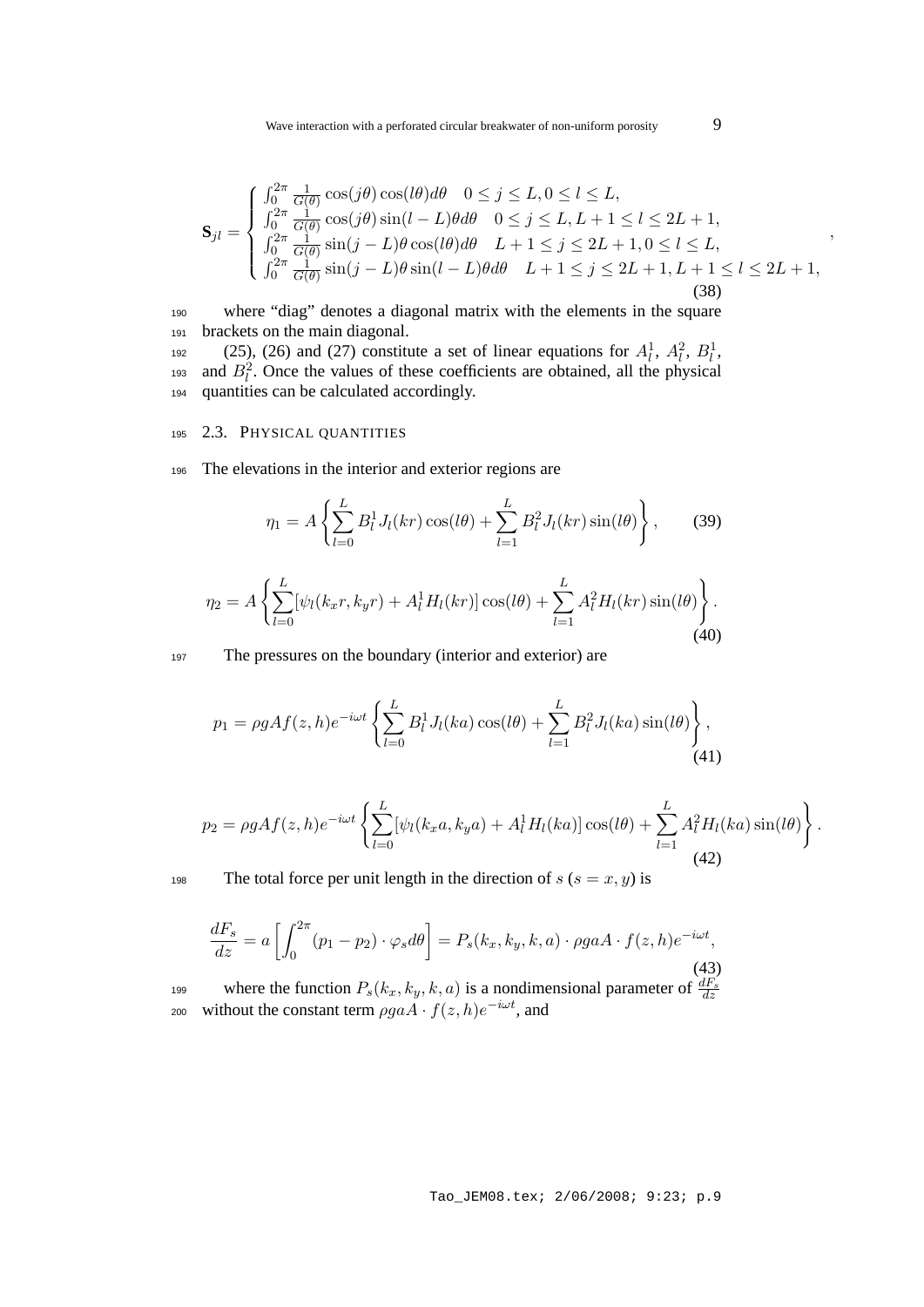$$
\mathbf{S}_{jl} = \begin{cases} \int_0^{2\pi} \frac{1}{G(\theta)} \cos(j\theta)\cos(l\theta) d\theta & 0 \le j \le L, 0 \le l \le L, \\ \int_0^{2\pi} \frac{1}{G(\theta)} \cos(j\theta)\sin(l-L)\theta d\theta & 0 \le j \le L, L+1 \le l \le 2L+1, \\ \int_0^{2\pi} \frac{1}{G(\theta)} \sin(j-L)\theta\cos(l\theta) d\theta & L+1 \le j \le 2L+1, 0 \le l \le L, \\ \int_0^{2\pi} \frac{1}{G(\theta)} \sin(j-L)\theta\sin(l-L)\theta d\theta & L+1 \le j \le 2L+1, L+1 \le l \le 2L+1, \end{cases} \tag{38}
$$

where "diag" denotes a diagonal matrix with the elements in the square brackets on the main diagonal.

(25), (26) and (27) constitute a set of linear equations for $A_l^1$, $A_l^2$, $B_l^1$, and $B_l^2$. Once the values of these coefficients are obtained, all the physical quantities can be calculated accordingly.

### 2.3. Physical quantities

The elevations in the interior and exterior regions are

$$
\eta_1 = A\left\{\sum_{l=0}^{L} B_l^1 J_l(kr)\cos(l\theta) + \sum_{l=1}^{L} B_l^2 J_l(kr)\sin(l\theta)\right\}, \tag{39}
$$

$$
\eta_2 = A\left\{\sum_{l=0}^{L} [\psi_l(k_x r, k_y r) + A_l^1 H_l(kr)]\cos(l\theta) + \sum_{l=1}^{L} A_l^2 H_l(kr)\sin(l\theta)\right\}. \tag{40}
$$

The pressures on the boundary (interior and exterior) are

$$
p_1 = \rho g A f(z,h) e^{-i\omega t}\left\{\sum_{l=0}^{L} B_l^1 J_l(ka)\cos(l\theta) + \sum_{l=1}^{L} B_l^2 J_l(ka)\sin(l\theta)\right\}, \tag{41}
$$

$$
p_2 = \rho g A f(z,h) e^{-i\omega t}\left\{\sum_{l=0}^{L} [\psi_l(k_x a, k_y a) + A_l^1 H_l(ka)]\cos(l\theta) + \sum_{l=1}^{L} A_l^2 H_l(ka)\sin(l\theta)\right\}. \tag{42}
$$

The total force per unit length in the direction of $s$ ($s = x, y$) is

$$
\frac{dF_s}{dz} = a\left[\int_0^{2\pi} (p_1 - p_2)\cdot \varphi_s d\theta\right] = P_s(k_x, k_y, k, a)\cdot \rho g a A \cdot f(z,h) e^{-i\omega t}, \tag{43}
$$

where the function $P_s(k_x, k_y, k, a)$ is a nondimensional parameter of $\frac{dF_s}{dz}$ without the constant term $\rho g a A \cdot f(z,h) e^{-i\omega t}$, and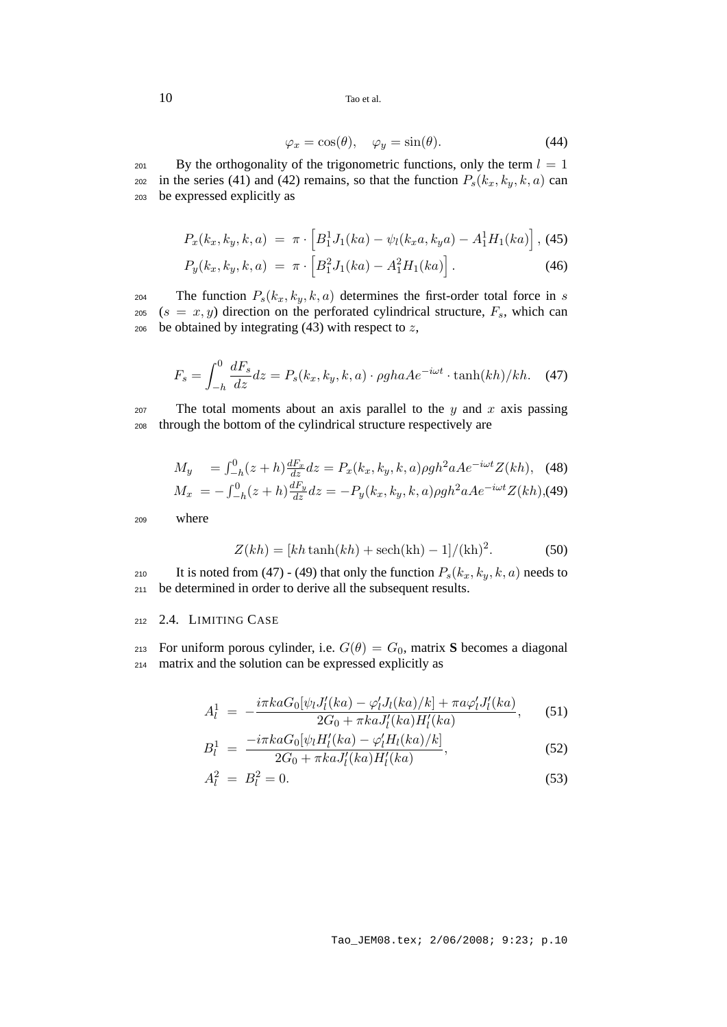$$\varphi_x = \cos(\theta), \quad \varphi_y = \sin(\theta). \tag{44}$$

By the orthogonality of the trigonometric functions, only the term $l = 1$ in the series (41) and (42) remains, so that the function $P_s(k_x, k_y, k, a)$ can be expressed explicitly as

$$P_x(k_x, k_y, k, a) = \pi \cdot \left[ B_1^1 J_1(ka) - \psi_l(k_x a, k_y a) - A_1^1 H_1(ka) \right], \tag{45}$$

$$P_y(k_x, k_y, k, a) = \pi \cdot \left[ B_1^2 J_1(ka) - A_1^2 H_1(ka) \right]. \tag{46}$$

The function $P_s(k_x, k_y, k, a)$ determines the first-order total force in $s$ ($s = x, y$) direction on the perforated cylindrical structure, $F_s$, which can be obtained by integrating (43) with respect to $z$,

$$F_s = \int_{-h}^{0} \frac{dF_s}{dz} dz = P_s(k_x, k_y, k, a) \cdot \rho g h a A e^{-i\omega t} \cdot \tanh(kh)/kh. \tag{47}$$

The total moments about an axis parallel to the $y$ and $x$ axis passing through the bottom of the cylindrical structure respectively are

$$M_y = \int_{-h}^{0} (z+h) \frac{dF_x}{dz} dz = P_x(k_x, k_y, k, a) \rho g h^2 a A e^{-i\omega t} Z(kh), \tag{48}$$

$$M_x = -\int_{-h}^{0} (z+h) \frac{dF_y}{dz} dz = -P_y(k_x, k_y, k, a) \rho g h^2 a A e^{-i\omega t} Z(kh), \tag{49}$$

where

$$Z(kh) = [kh \tanh(kh) + \mathrm{sech}(\mathrm{kh}) - 1]/(\mathrm{kh})^2. \tag{50}$$

It is noted from (47) - (49) that only the function $P_s(k_x, k_y, k, a)$ needs to be determined in order to derive all the subsequent results.

## 2.4. Limiting Case

For uniform porous cylinder, i.e. $G(\theta) = G_0$, matrix **S** becomes a diagonal matrix and the solution can be expressed explicitly as

$$A_l^1 = -\frac{i\pi k a G_0 [\psi_l J_l'(ka) - \varphi_l' J_l(ka)/k] + \pi a \varphi_l' J_l'(ka)}{2G_0 + \pi k a J_l'(ka) H_l'(ka)}, \tag{51}$$

$$B_l^1 = \frac{-i\pi k a G_0 [\psi_l H_l'(ka) - \varphi_l' H_l(ka)/k]}{2G_0 + \pi k a J_l'(ka) H_l'(ka)}, \tag{52}$$

$$A_l^2 = B_l^2 = 0. \tag{53}$$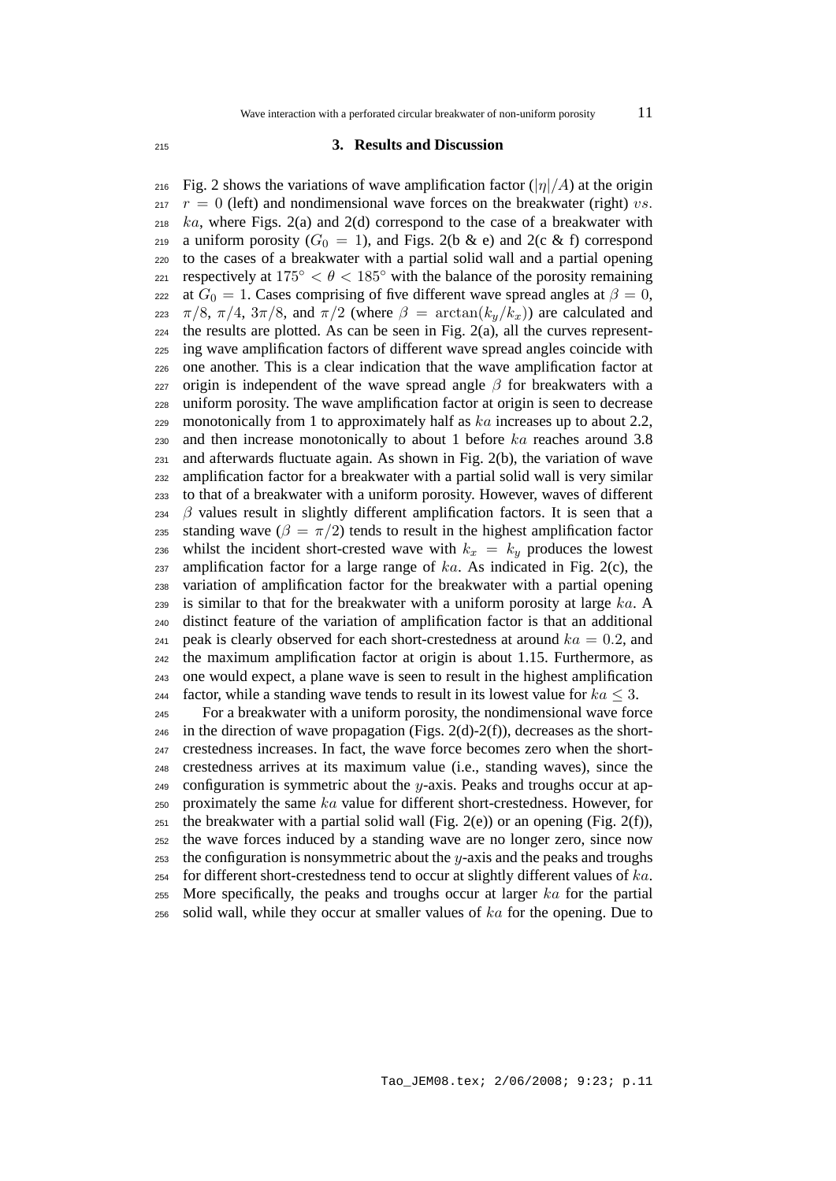## 3. Results and Discussion

Fig. 2 shows the variations of wave amplification factor ($|\eta|/A$) at the origin $r = 0$ (left) and nondimensional wave forces on the breakwater (right) $vs.$ $ka$, where Figs. 2(a) and 2(d) correspond to the case of a breakwater with a uniform porosity ($G_0 = 1$), and Figs. 2(b & e) and 2(c & f) correspond to the cases of a breakwater with a partial solid wall and a partial opening respectively at $175^\circ < \theta < 185^\circ$ with the balance of the porosity remaining at $G_0 = 1$. Cases comprising of five different wave spread angles at $\beta = 0$, $\pi/8$, $\pi/4$, $3\pi/8$, and $\pi/2$ (where $\beta = \arctan(k_y/k_x)$) are calculated and the results are plotted. As can be seen in Fig. 2(a), all the curves representing wave amplification factors of different wave spread angles coincide with one another. This is a clear indication that the wave amplification factor at origin is independent of the wave spread angle $\beta$ for breakwaters with a uniform porosity. The wave amplification factor at origin is seen to decrease monotonically from 1 to approximately half as $ka$ increases up to about 2.2, and then increase monotonically to about 1 before $ka$ reaches around 3.8 and afterwards fluctuate again. As shown in Fig. 2(b), the variation of wave amplification factor for a breakwater with a partial solid wall is very similar to that of a breakwater with a uniform porosity. However, waves of different $\beta$ values result in slightly different amplification factors. It is seen that a standing wave ($\beta = \pi/2$) tends to result in the highest amplification factor whilst the incident short-crested wave with $k_x = k_y$ produces the lowest amplification factor for a large range of $ka$. As indicated in Fig. 2(c), the variation of amplification factor for the breakwater with a partial opening is similar to that for the breakwater with a uniform porosity at large $ka$. A distinct feature of the variation of amplification factor is that an additional peak is clearly observed for each short-crestedness at around $ka = 0.2$, and the maximum amplification factor at origin is about 1.15. Furthermore, as one would expect, a plane wave is seen to result in the highest amplification factor, while a standing wave tends to result in its lowest value for $ka \leq 3$.

For a breakwater with a uniform porosity, the nondimensional wave force in the direction of wave propagation (Figs. 2(d)-2(f)), decreases as the short-crestedness increases. In fact, the wave force becomes zero when the short-crestedness arrives at its maximum value (i.e., standing waves), since the configuration is symmetric about the $y$-axis. Peaks and troughs occur at approximately the same $ka$ value for different short-crestedness. However, for the breakwater with a partial solid wall (Fig. 2(e)) or an opening (Fig. 2(f)), the wave forces induced by a standing wave are no longer zero, since now the configuration is nonsymmetric about the $y$-axis and the peaks and troughs for different short-crestedness tend to occur at slightly different values of $ka$. More specifically, the peaks and troughs occur at larger $ka$ for the partial solid wall, while they occur at smaller values of $ka$ for the opening. Due to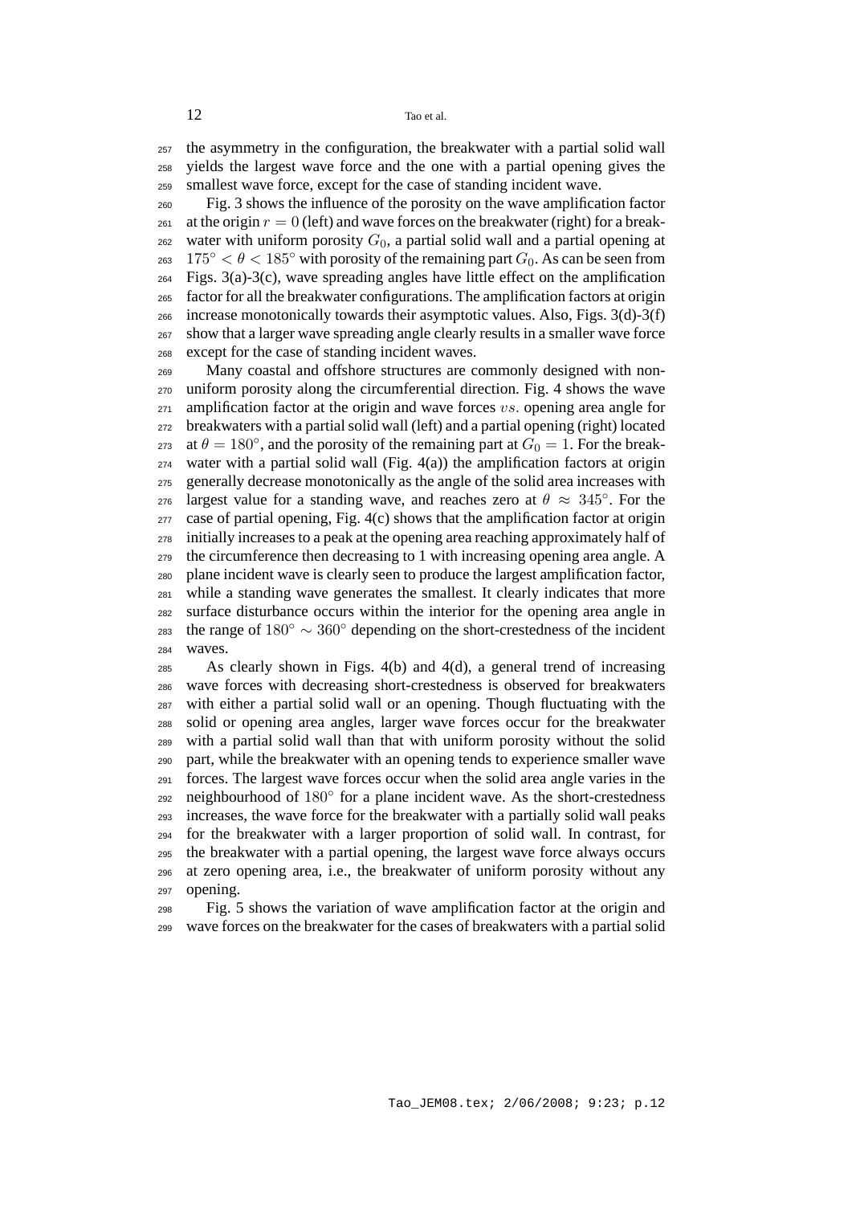the asymmetry in the configuration, the breakwater with a partial solid wall yields the largest wave force and the one with a partial opening gives the smallest wave force, except for the case of standing incident wave.

Fig. 3 shows the influence of the porosity on the wave amplification factor at the origin $r = 0$ (left) and wave forces on the breakwater (right) for a breakwater with uniform porosity $G_0$, a partial solid wall and a partial opening at $175^\circ < \theta < 185^\circ$ with porosity of the remaining part $G_0$. As can be seen from Figs. 3(a)-3(c), wave spreading angles have little effect on the amplification factor for all the breakwater configurations. The amplification factors at origin increase monotonically towards their asymptotic values. Also, Figs. 3(d)-3(f) show that a larger wave spreading angle clearly results in a smaller wave force except for the case of standing incident waves.

Many coastal and offshore structures are commonly designed with non-uniform porosity along the circumferential direction. Fig. 4 shows the wave amplification factor at the origin and wave forces *vs.* opening area angle for breakwaters with a partial solid wall (left) and a partial opening (right) located at $\theta = 180^\circ$, and the porosity of the remaining part at $G_0 = 1$. For the breakwater with a partial solid wall (Fig. 4(a)) the amplification factors at origin generally decrease monotonically as the angle of the solid area increases with largest value for a standing wave, and reaches zero at $\theta \approx 345^\circ$. For the case of partial opening, Fig. 4(c) shows that the amplification factor at origin initially increases to a peak at the opening area reaching approximately half of the circumference then decreasing to 1 with increasing opening area angle. A plane incident wave is clearly seen to produce the largest amplification factor, while a standing wave generates the smallest. It clearly indicates that more surface disturbance occurs within the interior for the opening area angle in the range of $180^\circ \sim 360^\circ$ depending on the short-crestedness of the incident waves.

As clearly shown in Figs. 4(b) and 4(d), a general trend of increasing wave forces with decreasing short-crestedness is observed for breakwaters with either a partial solid wall or an opening. Though fluctuating with the solid or opening area angles, larger wave forces occur for the breakwater with a partial solid wall than that with uniform porosity without the solid part, while the breakwater with an opening tends to experience smaller wave forces. The largest wave forces occur when the solid area angle varies in the neighbourhood of $180^\circ$ for a plane incident wave. As the short-crestedness increases, the wave force for the breakwater with a partially solid wall peaks for the breakwater with a larger proportion of solid wall. In contrast, for the breakwater with a partial opening, the largest wave force always occurs at zero opening area, i.e., the breakwater of uniform porosity without any opening.

Fig. 5 shows the variation of wave amplification factor at the origin and wave forces on the breakwater for the cases of breakwaters with a partial solid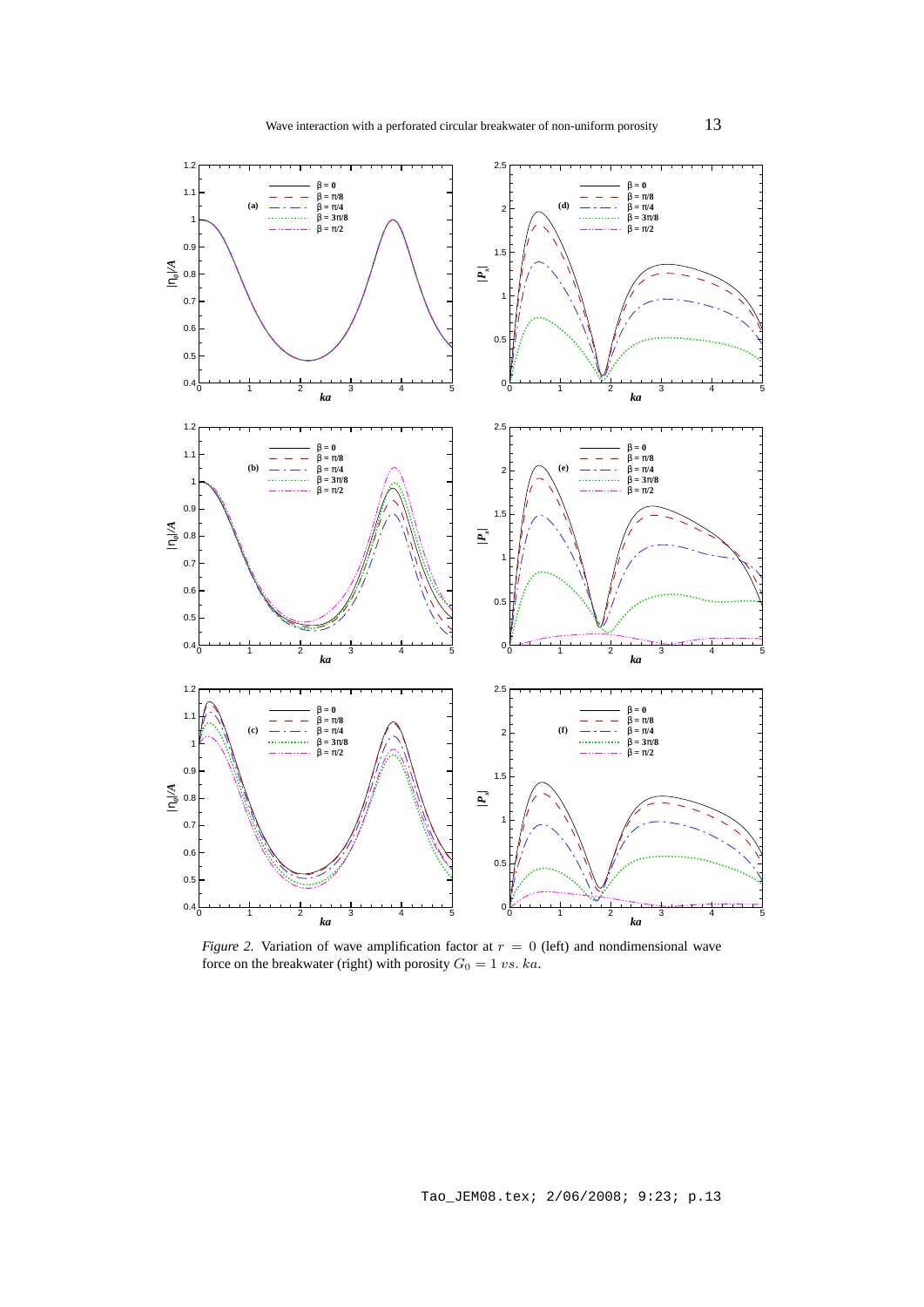*Figure 2.* Variation of wave amplification factor at $r = 0$ (left) and nondimensional wave force on the breakwater (right) with porosity $G_0 = 1$ $vs.$ $ka$.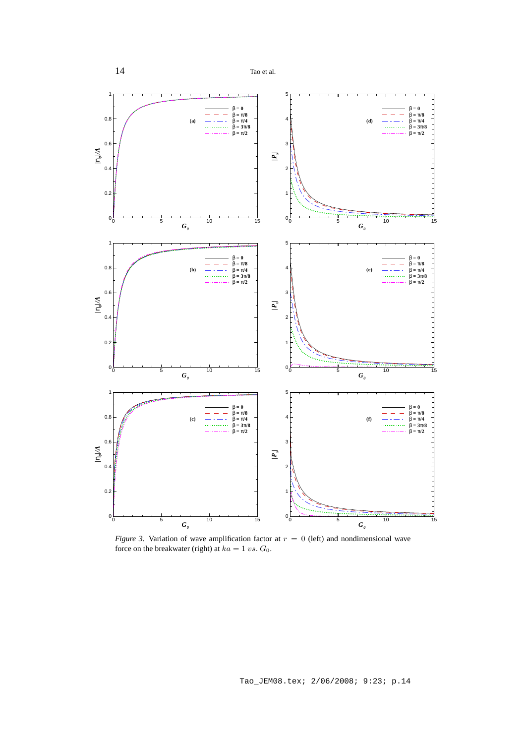*Figure 3.* Variation of wave amplification factor at $r = 0$ (left) and nondimensional wave force on the breakwater (right) at $ka = 1$ $vs.$ $G_0$.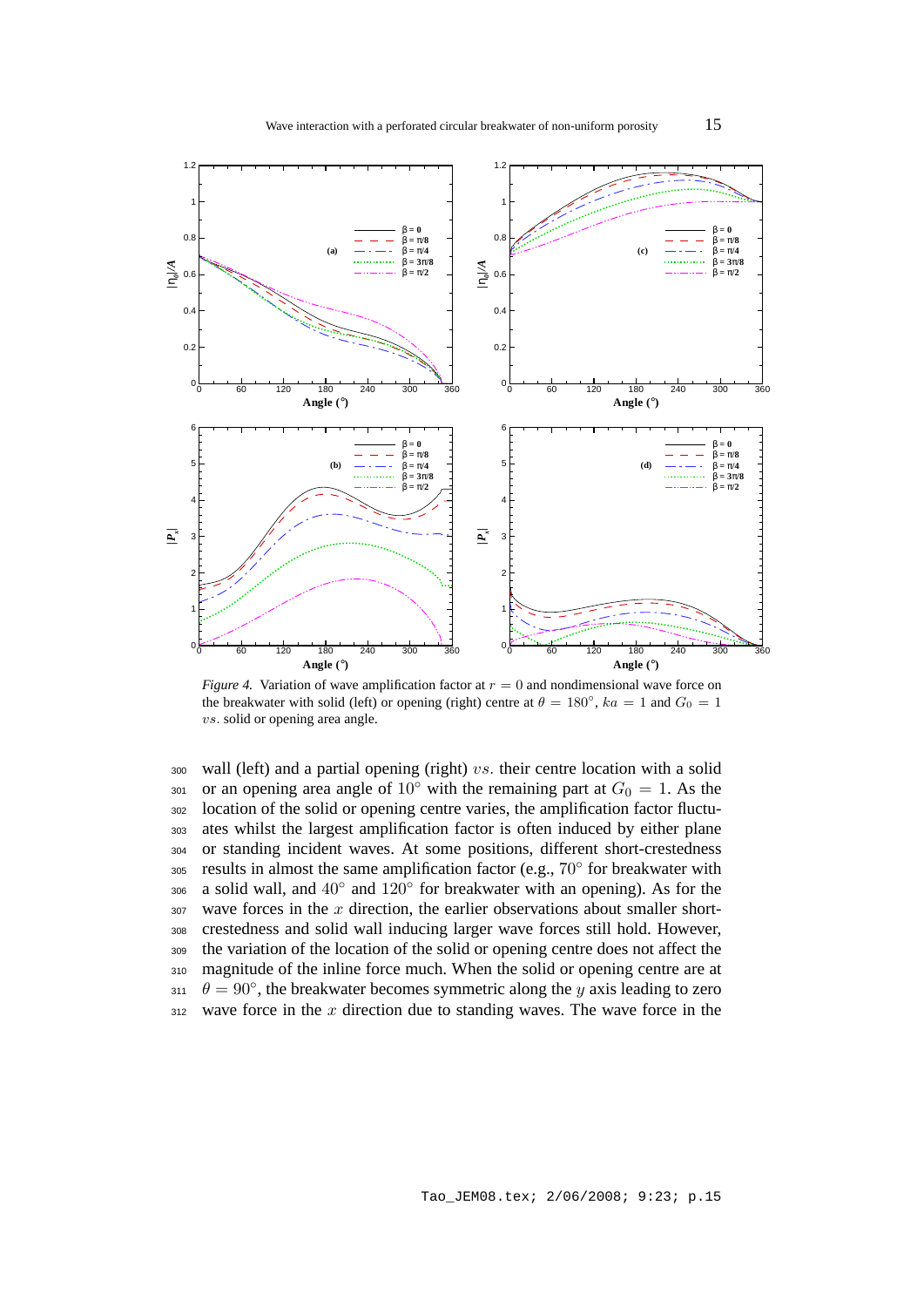*Figure 4.* Variation of wave amplification factor at $r = 0$ and nondimensional wave force on the breakwater with solid (left) or opening (right) centre at $\theta = 180^\circ$, $ka = 1$ and $G_0 = 1$ $vs.$ solid or opening area angle.

wall (left) and a partial opening (right) $vs.$ their centre location with a solid or an opening area angle of $10^\circ$ with the remaining part at $G_0 = 1$. As the location of the solid or opening centre varies, the amplification factor fluctuates whilst the largest amplification factor is often induced by either plane or standing incident waves. At some positions, different short-crestedness results in almost the same amplification factor (e.g., $70^\circ$ for breakwater with a solid wall, and $40^\circ$ and $120^\circ$ for breakwater with an opening). As for the wave forces in the $x$ direction, the earlier observations about smaller short-crestedness and solid wall inducing larger wave forces still hold. However, the variation of the location of the solid or opening centre does not affect the magnitude of the inline force much. When the solid or opening centre are at $\theta = 90^\circ$, the breakwater becomes symmetric along the $y$ axis leading to zero wave force in the $x$ direction due to standing waves. The wave force in the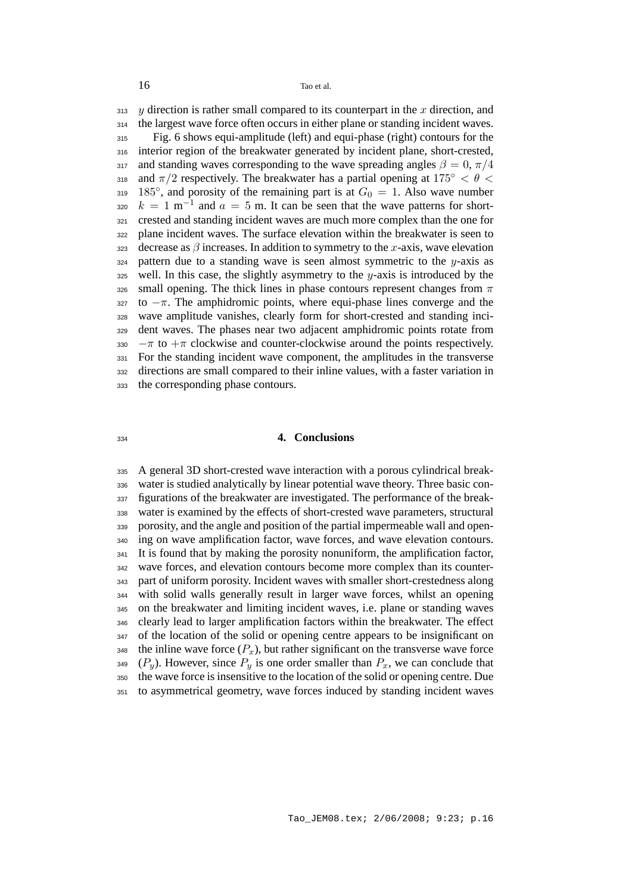$y$ direction is rather small compared to its counterpart in the $x$ direction, and the largest wave force often occurs in either plane or standing incident waves.

Fig. 6 shows equi-amplitude (left) and equi-phase (right) contours for the interior region of the breakwater generated by incident plane, short-crested, and standing waves corresponding to the wave spreading angles $\beta = 0$, $\pi/4$ and $\pi/2$ respectively. The breakwater has a partial opening at $175^\circ < \theta < 185^\circ$, and porosity of the remaining part is at $G_0 = 1$. Also wave number $k = 1$ m$^{-1}$ and $a = 5$ m. It can be seen that the wave patterns for short-crested and standing incident waves are much more complex than the one for plane incident waves. The surface elevation within the breakwater is seen to decrease as $\beta$ increases. In addition to symmetry to the $x$-axis, wave elevation pattern due to a standing wave is seen almost symmetric to the $y$-axis as well. In this case, the slightly asymmetry to the $y$-axis is introduced by the small opening. The thick lines in phase contours represent changes from $\pi$ to $-\pi$. The amphidromic points, where equi-phase lines converge and the wave amplitude vanishes, clearly form for short-crested and standing incident waves. The phases near two adjacent amphidromic points rotate from $-\pi$ to $+\pi$ clockwise and counter-clockwise around the points respectively. For the standing incident wave component, the amplitudes in the transverse directions are small compared to their inline values, with a faster variation in the corresponding phase contours.

## 4. Conclusions

A general 3D short-crested wave interaction with a porous cylindrical breakwater is studied analytically by linear potential wave theory. Three basic configurations of the breakwater are investigated. The performance of the breakwater is examined by the effects of short-crested wave parameters, structural porosity, and the angle and position of the partial impermeable wall and opening on wave amplification factor, wave forces, and wave elevation contours. It is found that by making the porosity nonuniform, the amplification factor, wave forces, and elevation contours become more complex than its counterpart of uniform porosity. Incident waves with smaller short-crestedness along with solid walls generally result in larger wave forces, whilst an opening on the breakwater and limiting incident waves, i.e. plane or standing waves clearly lead to larger amplification factors within the breakwater. The effect of the location of the solid or opening centre appears to be insignificant on the inline wave force ($P_x$), but rather significant on the transverse wave force ($P_y$). However, since $P_y$ is one order smaller than $P_x$, we can conclude that the wave force is insensitive to the location of the solid or opening centre. Due to asymmetrical geometry, wave forces induced by standing incident waves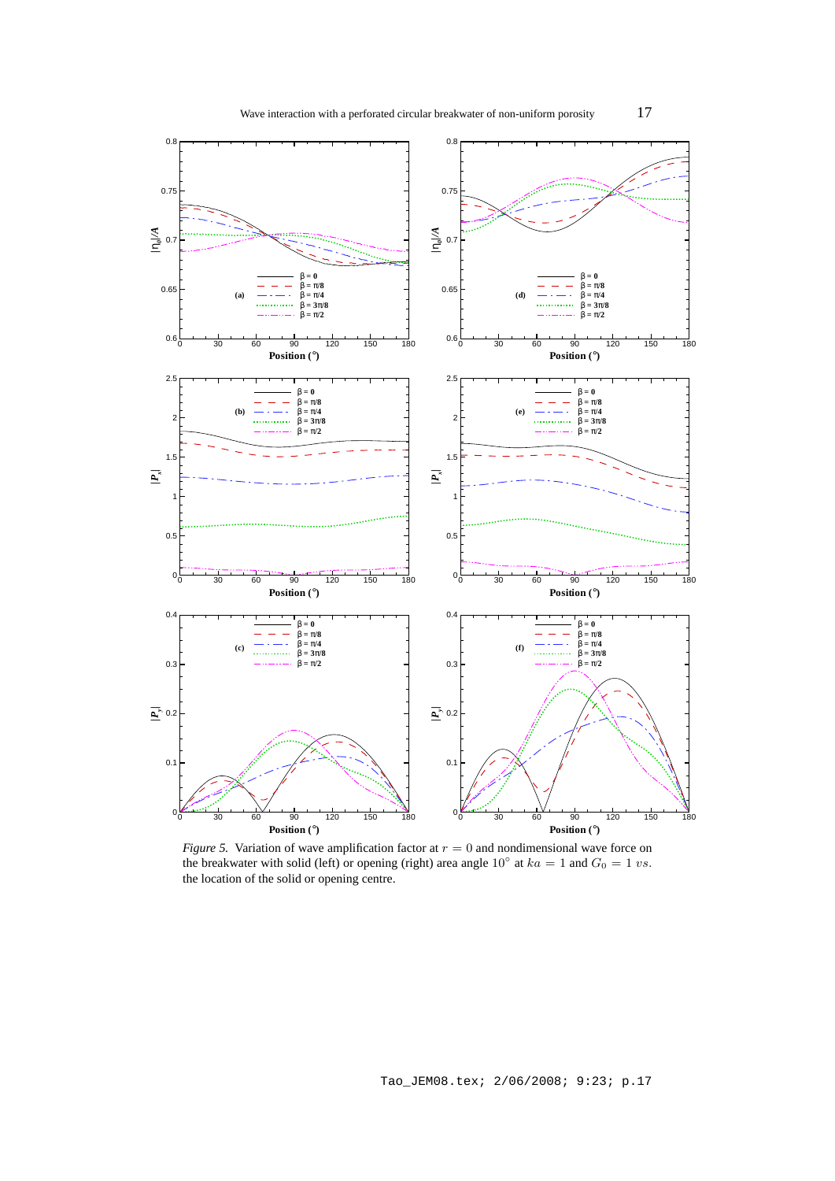*Figure 5.* Variation of wave amplification factor at $r = 0$ and nondimensional wave force on the breakwater with solid (left) or opening (right) area angle $10^{\circ}$ at $ka = 1$ and $G_0 = 1$ $vs.$ the location of the solid or opening centre.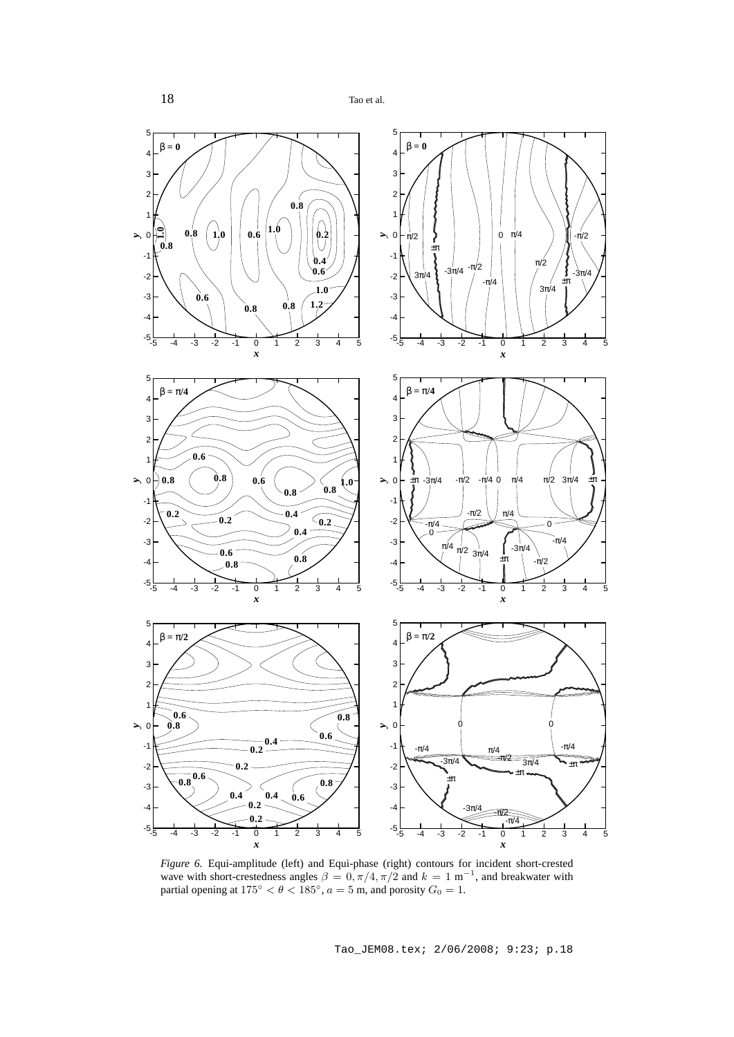*Figure 6.* Equi-amplitude (left) and Equi-phase (right) contours for incident short-crested wave with short-crestedness angles $\beta = 0, \pi/4, \pi/2$ and $k = 1$ m$^{-1}$, and breakwater with partial opening at $175^\circ < \theta < 185^\circ$, $a = 5$ m, and porosity $G_0 = 1$.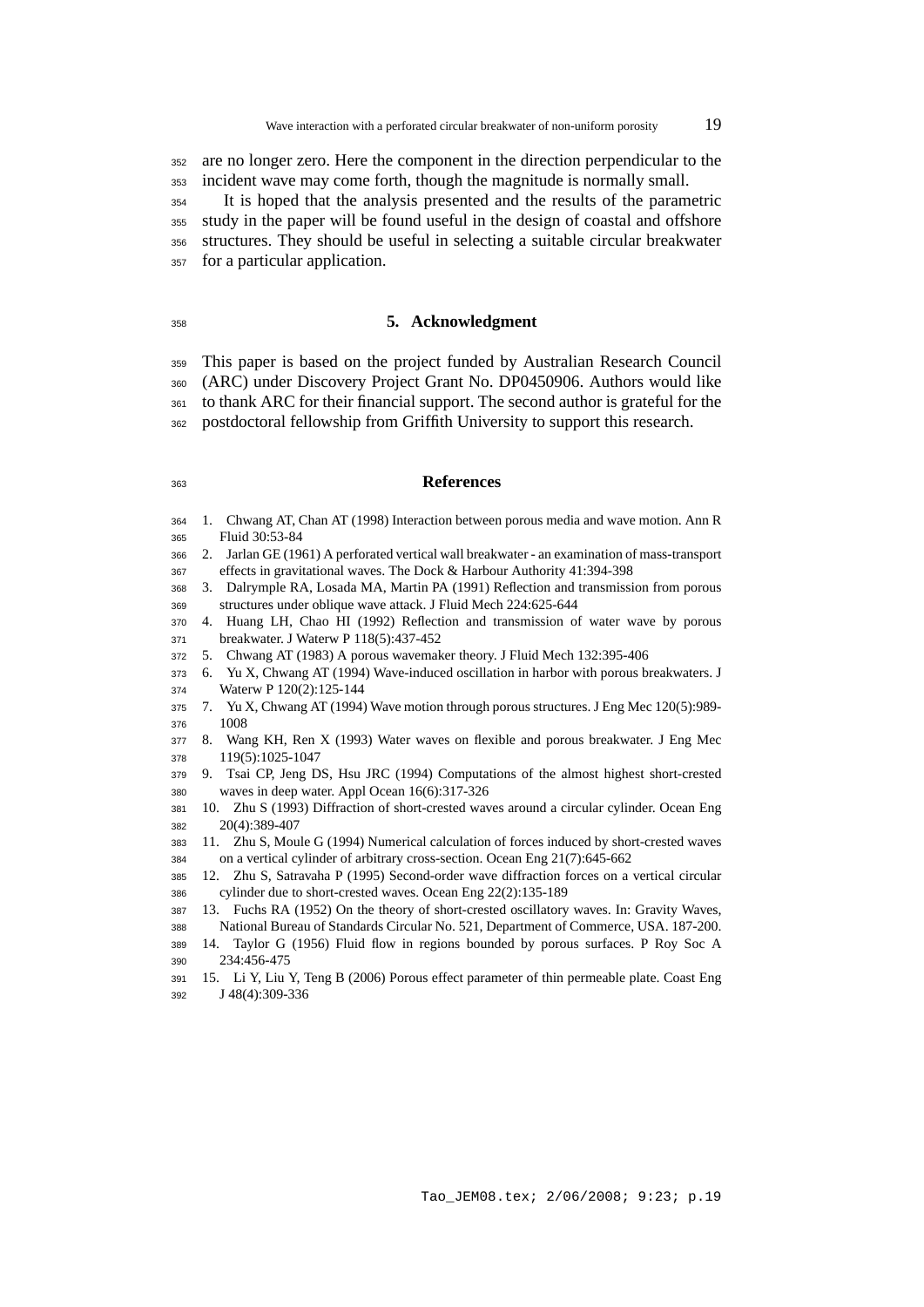are no longer zero. Here the component in the direction perpendicular to the incident wave may come forth, though the magnitude is normally small.

It is hoped that the analysis presented and the results of the parametric study in the paper will be found useful in the design of coastal and offshore structures. They should be useful in selecting a suitable circular breakwater for a particular application.

## 5. Acknowledgment

This paper is based on the project funded by Australian Research Council (ARC) under Discovery Project Grant No. DP0450906. Authors would like to thank ARC for their financial support. The second author is grateful for the postdoctoral fellowship from Griffith University to support this research.

## References

1. Chwang AT, Chan AT (1998) Interaction between porous media and wave motion. Ann R Fluid 30:53-84
2. Jarlan GE (1961) A perforated vertical wall breakwater - an examination of mass-transport effects in gravitational waves. The Dock & Harbour Authority 41:394-398
3. Dalrymple RA, Losada MA, Martin PA (1991) Reflection and transmission from porous structures under oblique wave attack. J Fluid Mech 224:625-644
4. Huang LH, Chao HI (1992) Reflection and transmission of water wave by porous breakwater. J Waterw P 118(5):437-452
5. Chwang AT (1983) A porous wavemaker theory. J Fluid Mech 132:395-406
6. Yu X, Chwang AT (1994) Wave-induced oscillation in harbor with porous breakwaters. J Waterw P 120(2):125-144
7. Yu X, Chwang AT (1994) Wave motion through porous structures. J Eng Mec 120(5):989-1008
8. Wang KH, Ren X (1993) Water waves on flexible and porous breakwater. J Eng Mec 119(5):1025-1047
9. Tsai CP, Jeng DS, Hsu JRC (1994) Computations of the almost highest short-crested waves in deep water. Appl Ocean 16(6):317-326
10. Zhu S (1993) Diffraction of short-crested waves around a circular cylinder. Ocean Eng 20(4):389-407
11. Zhu S, Moule G (1994) Numerical calculation of forces induced by short-crested waves on a vertical cylinder of arbitrary cross-section. Ocean Eng 21(7):645-662
12. Zhu S, Satravaha P (1995) Second-order wave diffraction forces on a vertical circular cylinder due to short-crested waves. Ocean Eng 22(2):135-189
13. Fuchs RA (1952) On the theory of short-crested oscillatory waves. In: Gravity Waves, National Bureau of Standards Circular No. 521, Department of Commerce, USA. 187-200.
14. Taylor G (1956) Fluid flow in regions bounded by porous surfaces. P Roy Soc A 234:456-475
15. Li Y, Liu Y, Teng B (2006) Porous effect parameter of thin permeable plate. Coast Eng J 48(4):309-336